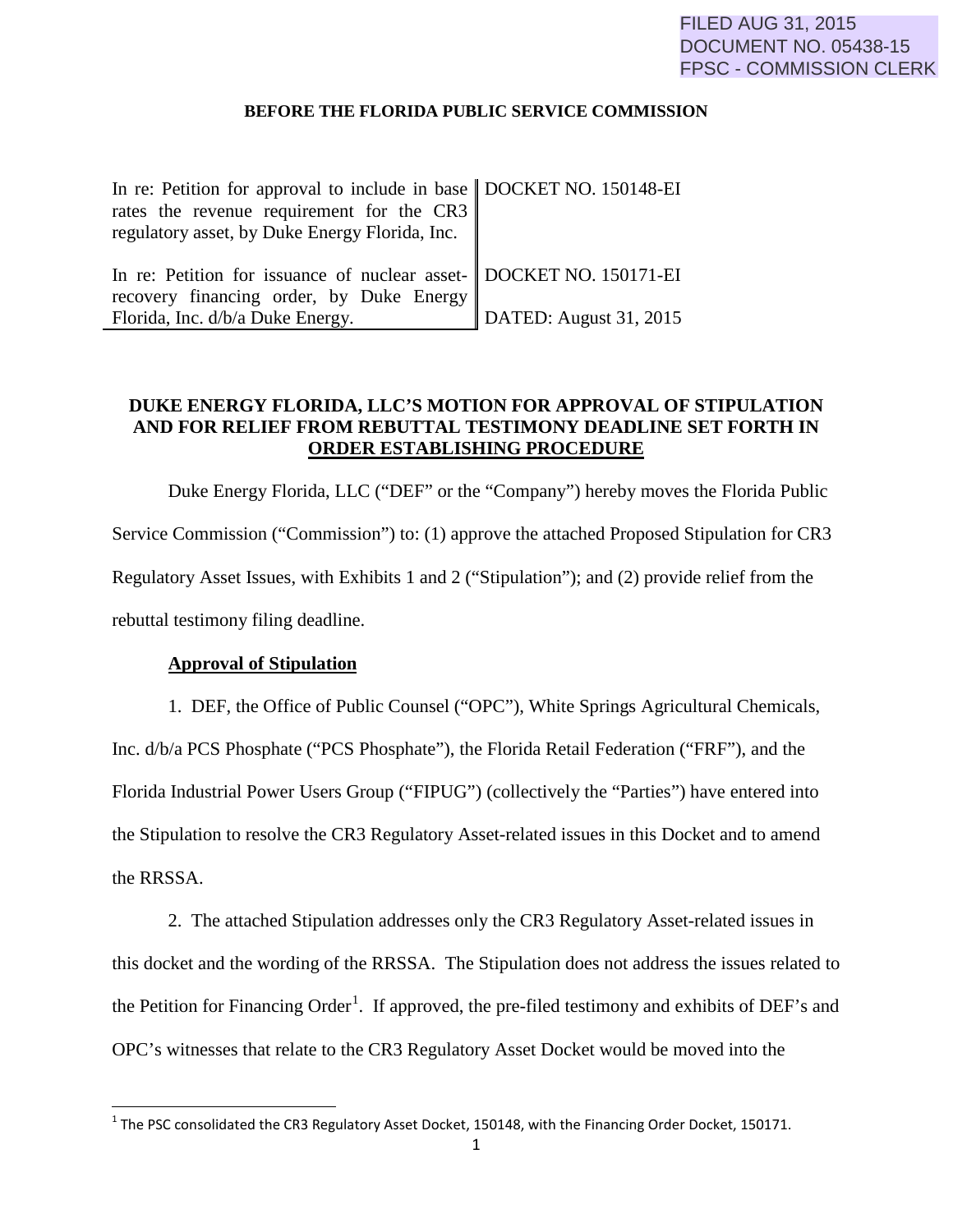FILED AUG 31, 2015
DOCUMENT NO. 05438-15
FPSC - COMMISSION CLERK

**BEFORE THE FLORIDA PUBLIC SERVICE COMMISSION**

| | |
|---|---|
| In re: Petition for approval to include in base rates the revenue requirement for the CR3 regulatory asset, by Duke Energy Florida, Inc. | DOCKET NO. 150148-EI |
| In re: Petition for issuance of nuclear asset-recovery financing order, by Duke Energy Florida, Inc. d/b/a Duke Energy. | DOCKET NO. 150171-EI<br><br>DATED: August 31, 2015 |

**DUKE ENERGY FLORIDA, LLC'S MOTION FOR APPROVAL OF STIPULATION AND FOR RELIEF FROM REBUTTAL TESTIMONY DEADLINE SET FORTH IN ORDER ESTABLISHING PROCEDURE**

Duke Energy Florida, LLC ("DEF" or the "Company") hereby moves the Florida Public Service Commission ("Commission") to: (1) approve the attached Proposed Stipulation for CR3 Regulatory Asset Issues, with Exhibits 1 and 2 ("Stipulation"); and (2) provide relief from the rebuttal testimony filing deadline.

**Approval of Stipulation**

1. DEF, the Office of Public Counsel ("OPC"), White Springs Agricultural Chemicals, Inc. d/b/a PCS Phosphate ("PCS Phosphate"), the Florida Retail Federation ("FRF"), and the Florida Industrial Power Users Group ("FIPUG") (collectively the "Parties") have entered into the Stipulation to resolve the CR3 Regulatory Asset-related issues in this Docket and to amend the RRSSA.

2. The attached Stipulation addresses only the CR3 Regulatory Asset-related issues in this docket and the wording of the RRSSA. The Stipulation does not address the issues related to the Petition for Financing Order[1]. If approved, the pre-filed testimony and exhibits of DEF's and OPC's witnesses that relate to the CR3 Regulatory Asset Docket would be moved into the

[1] The PSC consolidated the CR3 Regulatory Asset Docket, 150148, with the Financing Order Docket, 150171.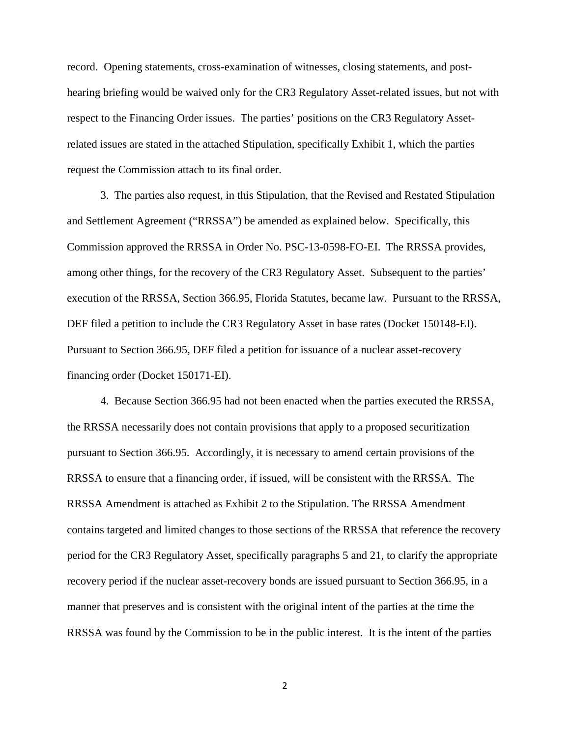record. Opening statements, cross-examination of witnesses, closing statements, and post-hearing briefing would be waived only for the CR3 Regulatory Asset-related issues, but not with respect to the Financing Order issues. The parties' positions on the CR3 Regulatory Asset-related issues are stated in the attached Stipulation, specifically Exhibit 1, which the parties request the Commission attach to its final order.

3. The parties also request, in this Stipulation, that the Revised and Restated Stipulation and Settlement Agreement ("RRSSA") be amended as explained below. Specifically, this Commission approved the RRSSA in Order No. PSC-13-0598-FO-EI. The RRSSA provides, among other things, for the recovery of the CR3 Regulatory Asset. Subsequent to the parties' execution of the RRSSA, Section 366.95, Florida Statutes, became law. Pursuant to the RRSSA, DEF filed a petition to include the CR3 Regulatory Asset in base rates (Docket 150148-EI). Pursuant to Section 366.95, DEF filed a petition for issuance of a nuclear asset-recovery financing order (Docket 150171-EI).

4. Because Section 366.95 had not been enacted when the parties executed the RRSSA, the RRSSA necessarily does not contain provisions that apply to a proposed securitization pursuant to Section 366.95. Accordingly, it is necessary to amend certain provisions of the RRSSA to ensure that a financing order, if issued, will be consistent with the RRSSA. The RRSSA Amendment is attached as Exhibit 2 to the Stipulation. The RRSSA Amendment contains targeted and limited changes to those sections of the RRSSA that reference the recovery period for the CR3 Regulatory Asset, specifically paragraphs 5 and 21, to clarify the appropriate recovery period if the nuclear asset-recovery bonds are issued pursuant to Section 366.95, in a manner that preserves and is consistent with the original intent of the parties at the time the RRSSA was found by the Commission to be in the public interest. It is the intent of the parties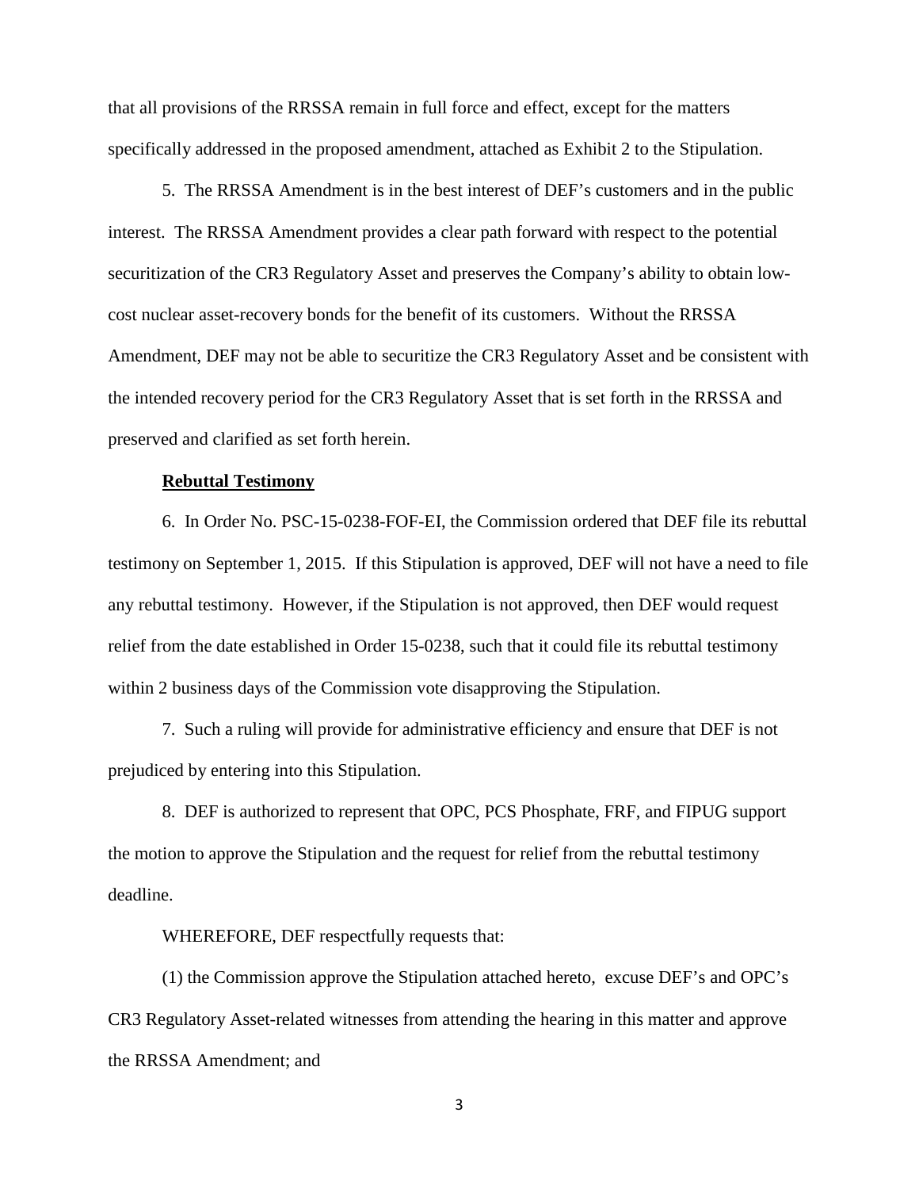that all provisions of the RRSSA remain in full force and effect, except for the matters specifically addressed in the proposed amendment, attached as Exhibit 2 to the Stipulation.

5. The RRSSA Amendment is in the best interest of DEF's customers and in the public interest. The RRSSA Amendment provides a clear path forward with respect to the potential securitization of the CR3 Regulatory Asset and preserves the Company's ability to obtain low-cost nuclear asset-recovery bonds for the benefit of its customers. Without the RRSSA Amendment, DEF may not be able to securitize the CR3 Regulatory Asset and be consistent with the intended recovery period for the CR3 Regulatory Asset that is set forth in the RRSSA and preserved and clarified as set forth herein.

**Rebuttal Testimony**

6. In Order No. PSC-15-0238-FOF-EI, the Commission ordered that DEF file its rebuttal testimony on September 1, 2015. If this Stipulation is approved, DEF will not have a need to file any rebuttal testimony. However, if the Stipulation is not approved, then DEF would request relief from the date established in Order 15-0238, such that it could file its rebuttal testimony within 2 business days of the Commission vote disapproving the Stipulation.

7. Such a ruling will provide for administrative efficiency and ensure that DEF is not prejudiced by entering into this Stipulation.

8. DEF is authorized to represent that OPC, PCS Phosphate, FRF, and FIPUG support the motion to approve the Stipulation and the request for relief from the rebuttal testimony deadline.

WHEREFORE, DEF respectfully requests that:

(1) the Commission approve the Stipulation attached hereto, excuse DEF's and OPC's CR3 Regulatory Asset-related witnesses from attending the hearing in this matter and approve the RRSSA Amendment; and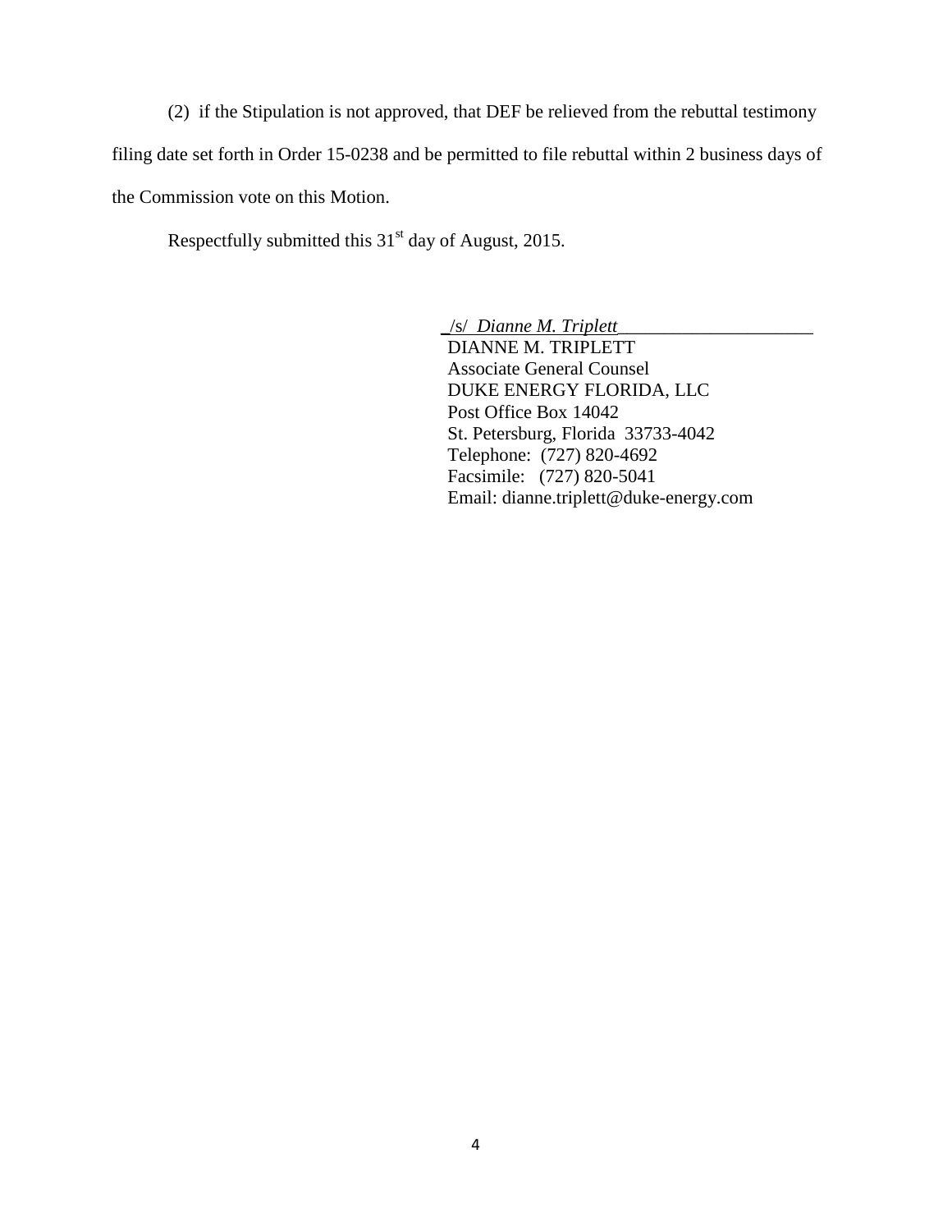(2) if the Stipulation is not approved, that DEF be relieved from the rebuttal testimony filing date set forth in Order 15-0238 and be permitted to file rebuttal within 2 business days of the Commission vote on this Motion.

Respectfully submitted this 31st day of August, 2015.

_/s/ *Dianne M. Triplett*_____________________
DIANNE M. TRIPLETT
Associate General Counsel
DUKE ENERGY FLORIDA, LLC
Post Office Box 14042
St. Petersburg, Florida 33733-4042
Telephone: (727) 820-4692
Facsimile: (727) 820-5041
Email: dianne.triplett@duke-energy.com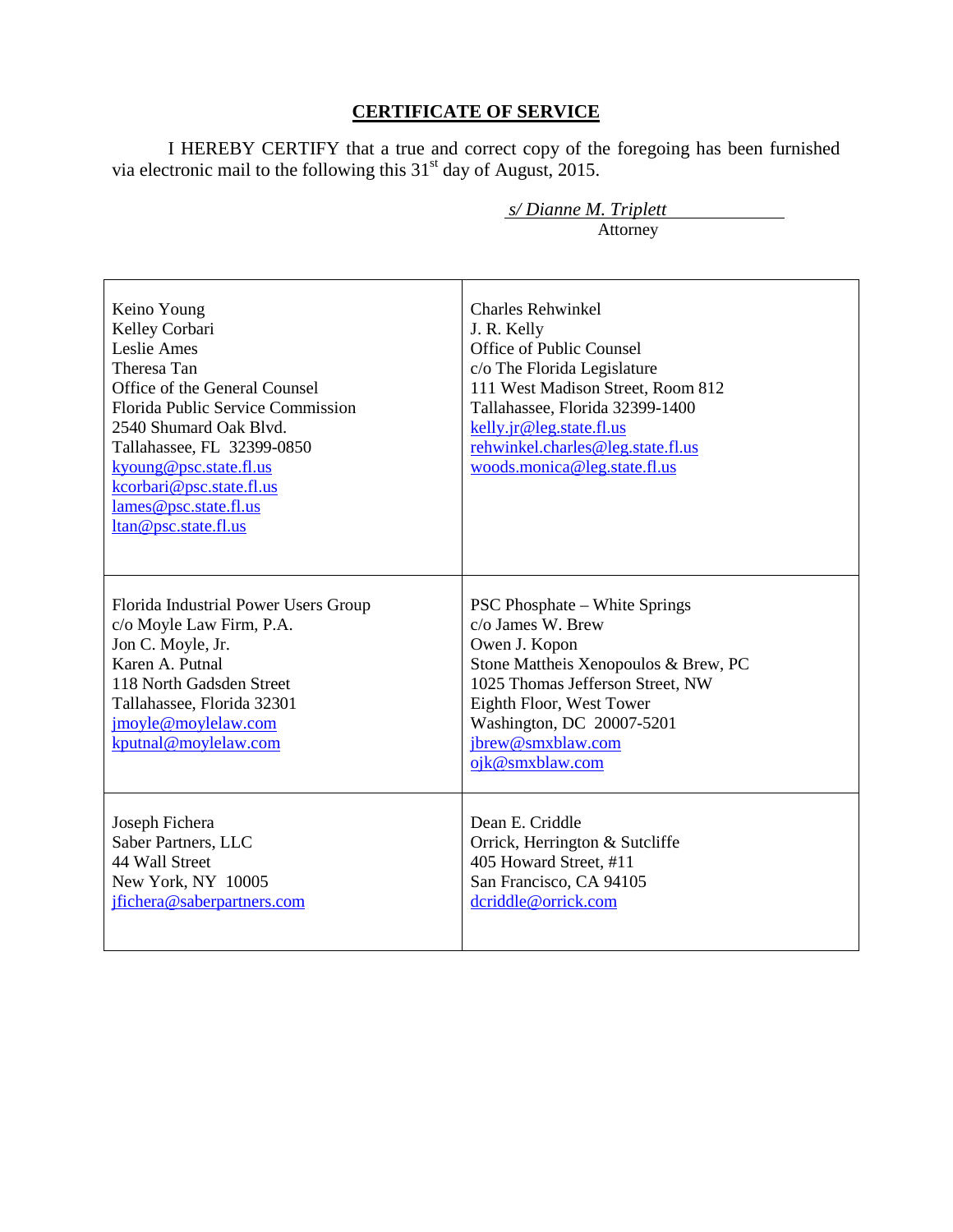## CERTIFICATE OF SERVICE

I HEREBY CERTIFY that a true and correct copy of the foregoing has been furnished via electronic mail to the following this 31st day of August, 2015.

*s/ Dianne M. Triplett*
Attorney

| | |
|---|---|
| Keino Young<br>Kelley Corbari<br>Leslie Ames<br>Theresa Tan<br>Office of the General Counsel<br>Florida Public Service Commission<br>2540 Shumard Oak Blvd.<br>Tallahassee, FL 32399-0850<br>kyoung@psc.state.fl.us<br>kcorbari@psc.state.fl.us<br>lames@psc.state.fl.us<br>ltan@psc.state.fl.us | Charles Rehwinkel<br>J. R. Kelly<br>Office of Public Counsel<br>c/o The Florida Legislature<br>111 West Madison Street, Room 812<br>Tallahassee, Florida 32399-1400<br>kelly.jr@leg.state.fl.us<br>rehwinkel.charles@leg.state.fl.us<br>woods.monica@leg.state.fl.us |
| Florida Industrial Power Users Group<br>c/o Moyle Law Firm, P.A.<br>Jon C. Moyle, Jr.<br>Karen A. Putnal<br>118 North Gadsden Street<br>Tallahassee, Florida 32301<br>jmoyle@moylelaw.com<br>kputnal@moylelaw.com | PSC Phosphate – White Springs<br>c/o James W. Brew<br>Owen J. Kopon<br>Stone Mattheis Xenopoulos & Brew, PC<br>1025 Thomas Jefferson Street, NW<br>Eighth Floor, West Tower<br>Washington, DC 20007-5201<br>jbrew@smxblaw.com<br>ojk@smxblaw.com |
| Joseph Fichera<br>Saber Partners, LLC<br>44 Wall Street<br>New York, NY 10005<br>jfichera@saberpartners.com | Dean E. Criddle<br>Orrick, Herrington & Sutcliffe<br>405 Howard Street, #11<br>San Francisco, CA 94105<br>dcriddle@orrick.com |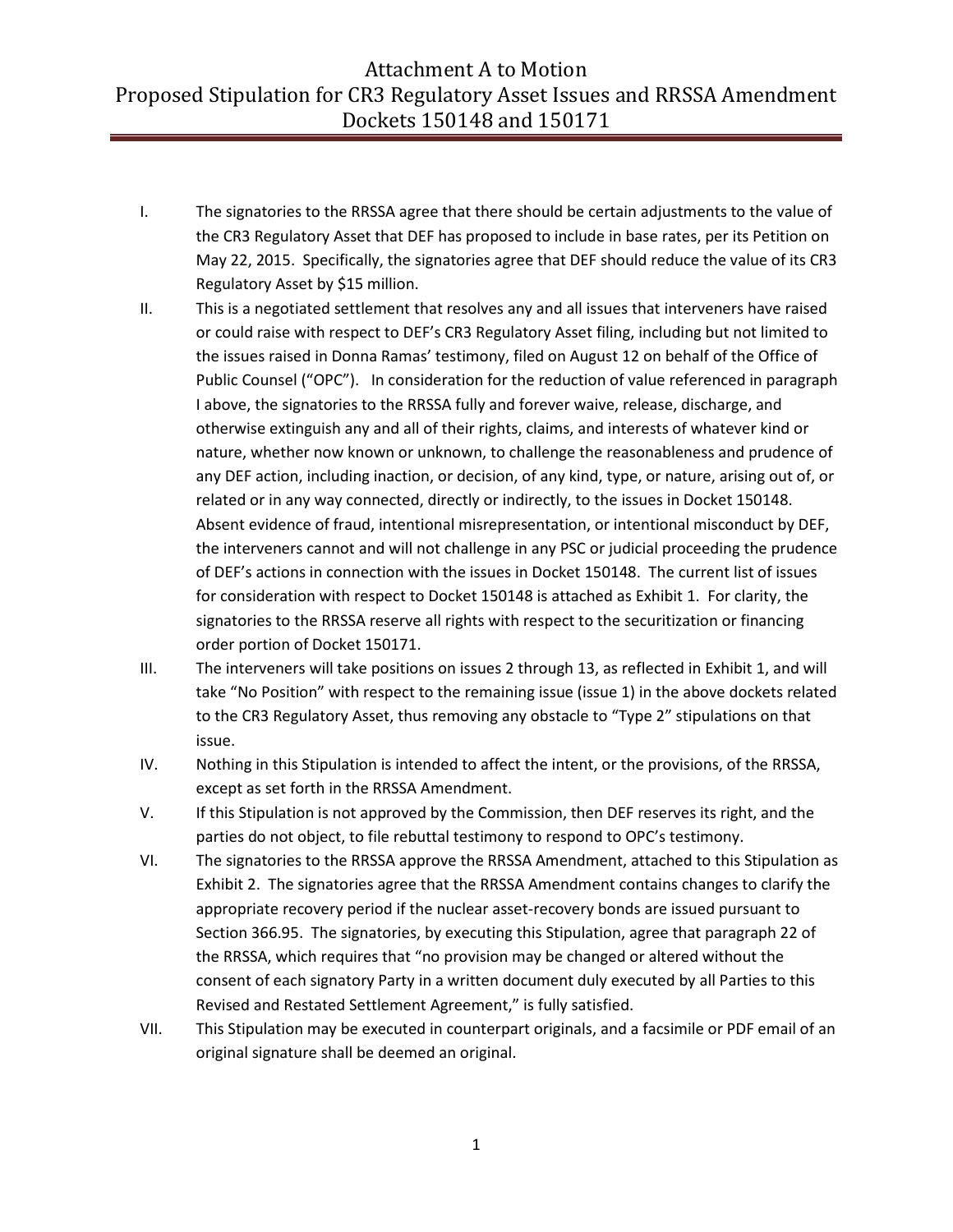# Attachment A to Motion
## Proposed Stipulation for CR3 Regulatory Asset Issues and RRSSA Amendment
## Dockets 150148 and 150171

I. The signatories to the RRSSA agree that there should be certain adjustments to the value of the CR3 Regulatory Asset that DEF has proposed to include in base rates, per its Petition on May 22, 2015. Specifically, the signatories agree that DEF should reduce the value of its CR3 Regulatory Asset by $15 million.

II. This is a negotiated settlement that resolves any and all issues that interveners have raised or could raise with respect to DEF's CR3 Regulatory Asset filing, including but not limited to the issues raised in Donna Ramas' testimony, filed on August 12 on behalf of the Office of Public Counsel ("OPC"). In consideration for the reduction of value referenced in paragraph I above, the signatories to the RRSSA fully and forever waive, release, discharge, and otherwise extinguish any and all of their rights, claims, and interests of whatever kind or nature, whether now known or unknown, to challenge the reasonableness and prudence of any DEF action, including inaction, or decision, of any kind, type, or nature, arising out of, or related or in any way connected, directly or indirectly, to the issues in Docket 150148. Absent evidence of fraud, intentional misrepresentation, or intentional misconduct by DEF, the interveners cannot and will not challenge in any PSC or judicial proceeding the prudence of DEF's actions in connection with the issues in Docket 150148. The current list of issues for consideration with respect to Docket 150148 is attached as Exhibit 1. For clarity, the signatories to the RRSSA reserve all rights with respect to the securitization or financing order portion of Docket 150171.

III. The interveners will take positions on issues 2 through 13, as reflected in Exhibit 1, and will take "No Position" with respect to the remaining issue (issue 1) in the above dockets related to the CR3 Regulatory Asset, thus removing any obstacle to "Type 2" stipulations on that issue.

IV. Nothing in this Stipulation is intended to affect the intent, or the provisions, of the RRSSA, except as set forth in the RRSSA Amendment.

V. If this Stipulation is not approved by the Commission, then DEF reserves its right, and the parties do not object, to file rebuttal testimony to respond to OPC's testimony.

VI. The signatories to the RRSSA approve the RRSSA Amendment, attached to this Stipulation as Exhibit 2. The signatories agree that the RRSSA Amendment contains changes to clarify the appropriate recovery period if the nuclear asset-recovery bonds are issued pursuant to Section 366.95. The signatories, by executing this Stipulation, agree that paragraph 22 of the RRSSA, which requires that "no provision may be changed or altered without the consent of each signatory Party in a written document duly executed by all Parties to this Revised and Restated Settlement Agreement," is fully satisfied.

VII. This Stipulation may be executed in counterpart originals, and a facsimile or PDF email of an original signature shall be deemed an original.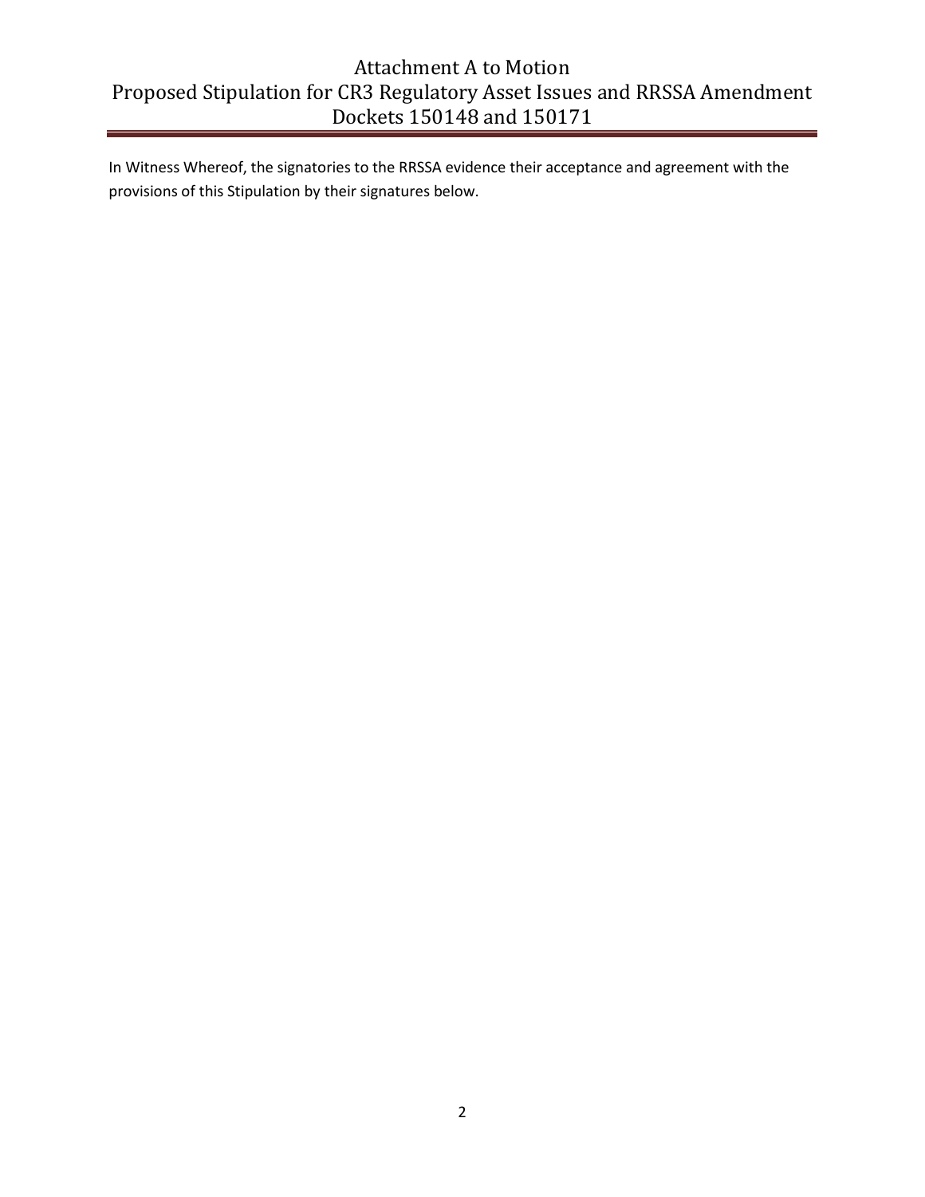In Witness Whereof, the signatories to the RRSSA evidence their acceptance and agreement with the provisions of this Stipulation by their signatures below.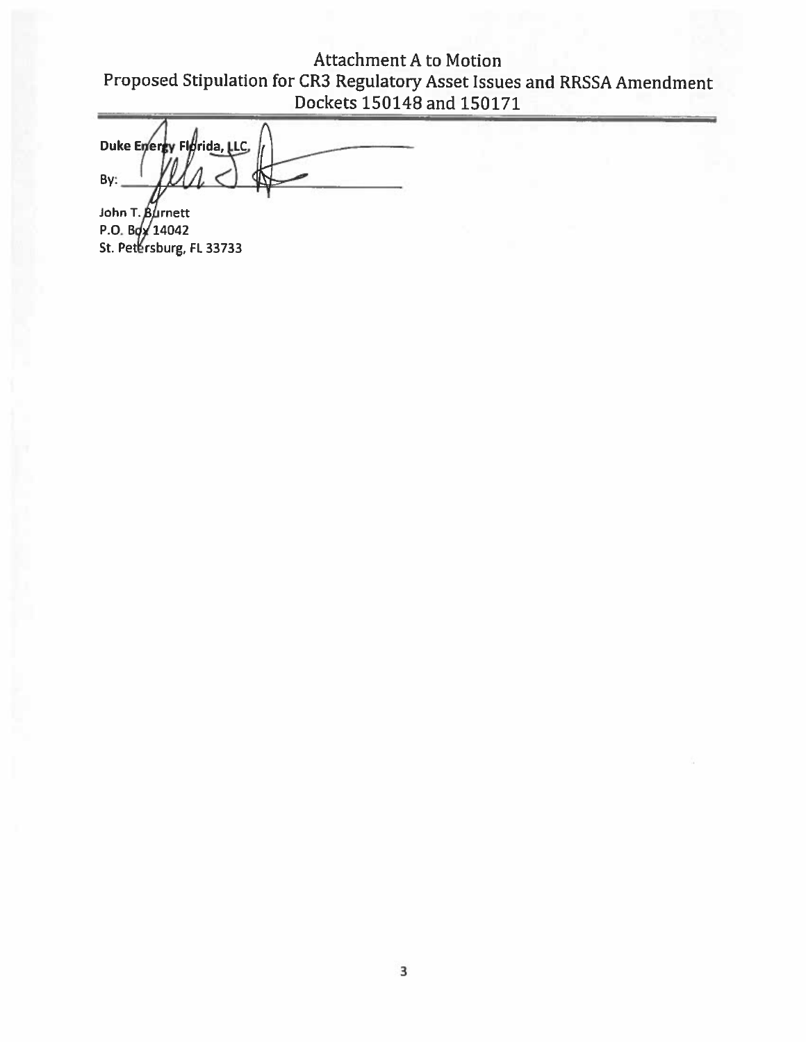Attachment A to Motion
Proposed Stipulation for CR3 Regulatory Asset Issues and RRSSA Amendment
Dockets 150148 and 150171

**Duke Energy Florida, LLC,**

By: ______________________________

John T. Burnett
P.O. Box 14042
St. Petersburg, FL 33733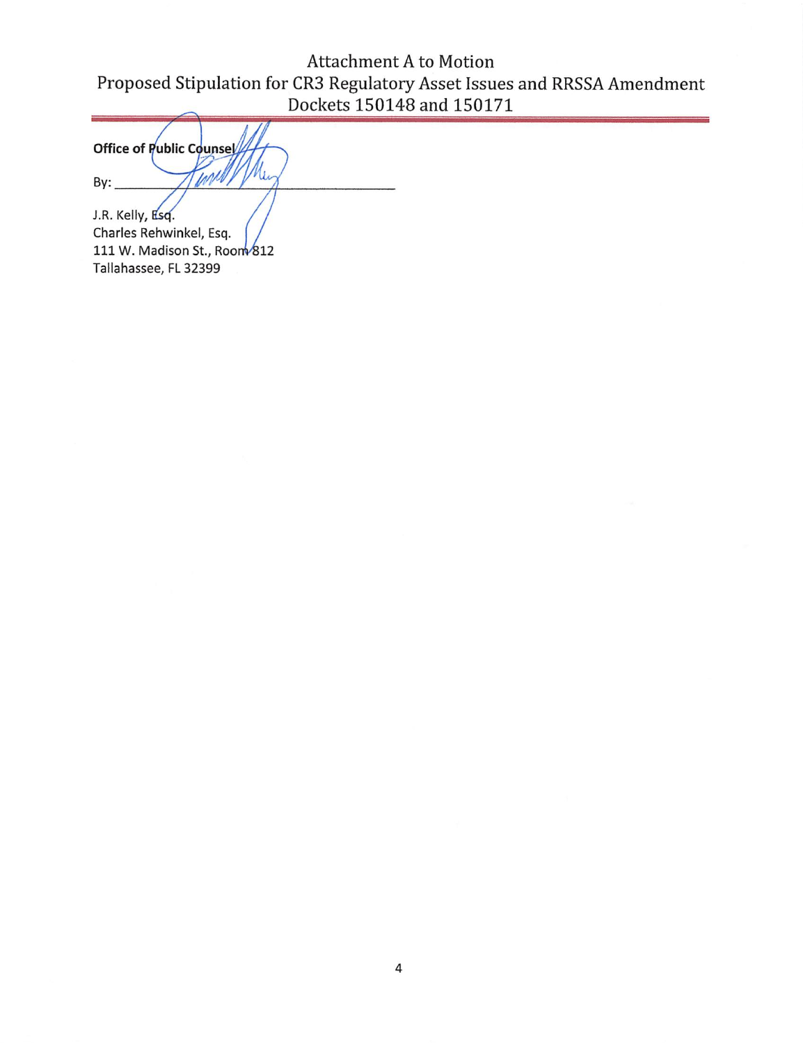# Attachment A to Motion

## Proposed Stipulation for CR3 Regulatory Asset Issues and RRSSA Amendment

## Dockets 150148 and 150171

**Office of Public Counsel**

By: \_\_\_\_\_\_\_\_\_\_\_\_\_\_\_\_\_\_\_\_\_\_\_\_\_\_\_\_\_\_\_\_\_\_\_\_\_\_

J.R. Kelly, Esq.
Charles Rehwinkel, Esq.
111 W. Madison St., Room 812
Tallahassee, FL 32399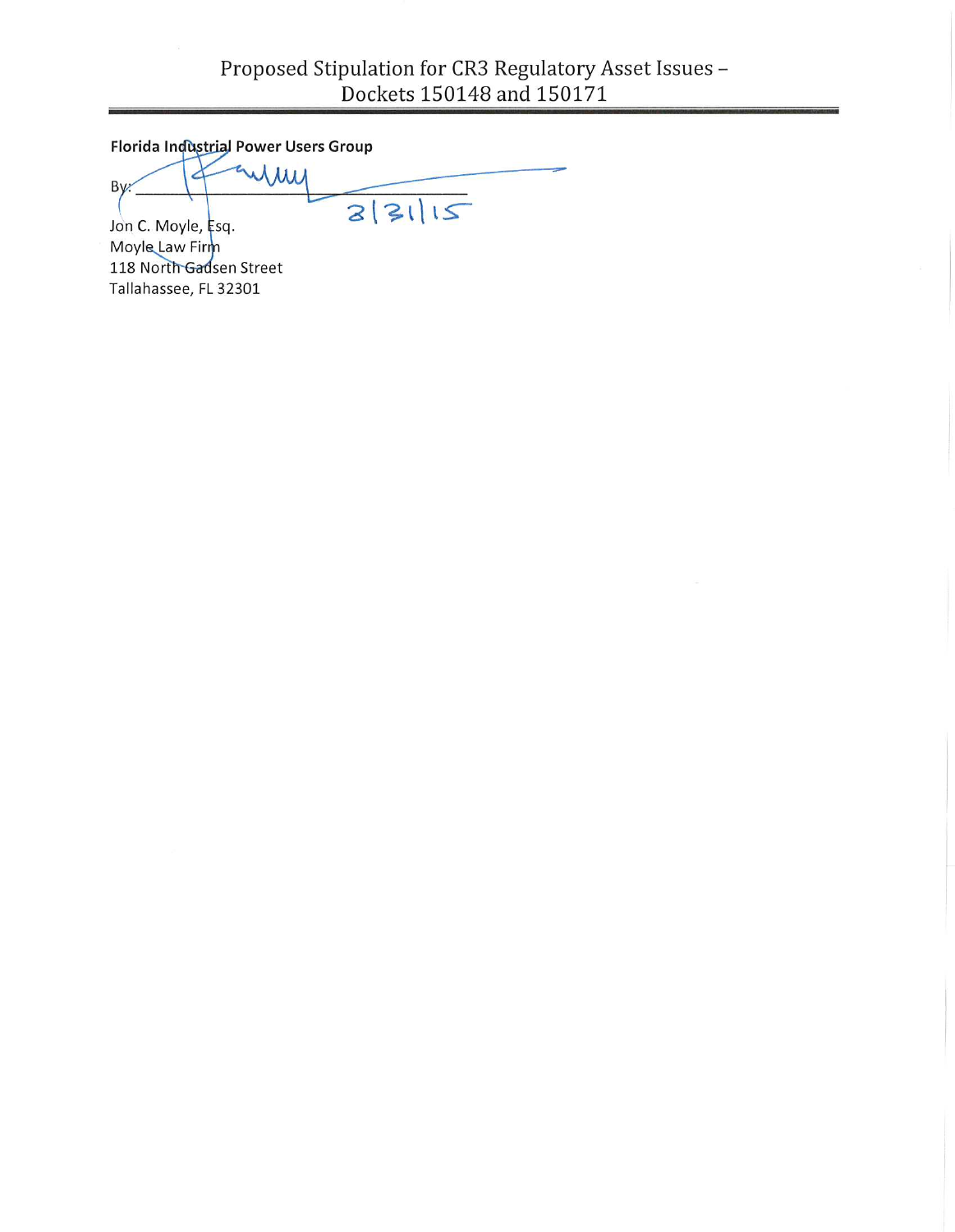Proposed Stipulation for CR3 Regulatory Asset Issues – Dockets 150148 and 150171

**Florida Industrial Power Users Group**

By: ______________________________ 3/31/15

Jon C. Moyle, Esq.
Moyle Law Firm
118 North Gadsen Street
Tallahassee, FL 32301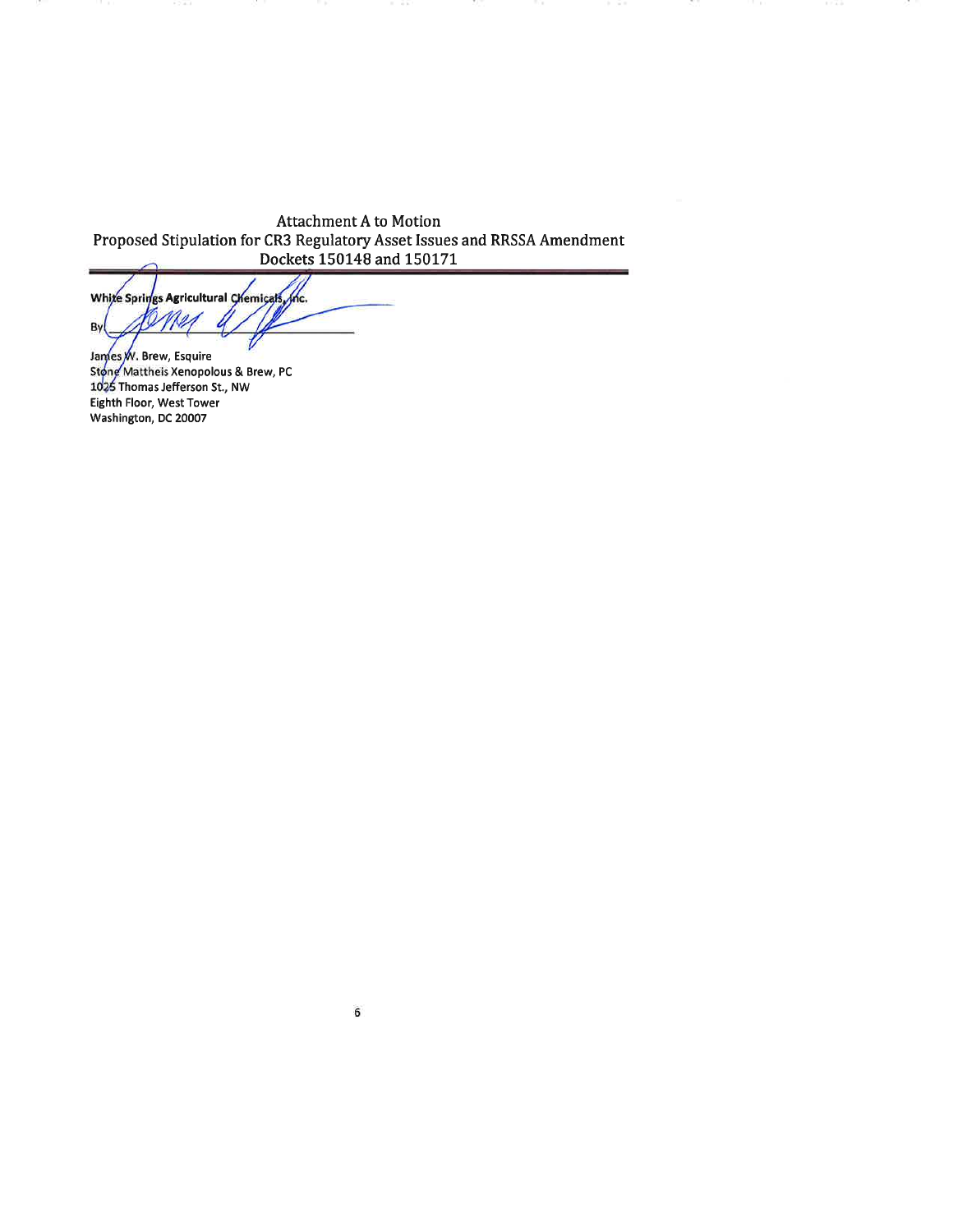Attachment A to Motion
Proposed Stipulation for CR3 Regulatory Asset Issues and RRSSA Amendment
Dockets 150148 and 150171

**White Springs Agricultural Chemicals, Inc.**

By ______________________

James W. Brew, Esquire
Stone Mattheis Xenopolous & Brew, PC
1025 Thomas Jefferson St., NW
Eighth Floor, West Tower
Washington, DC 20007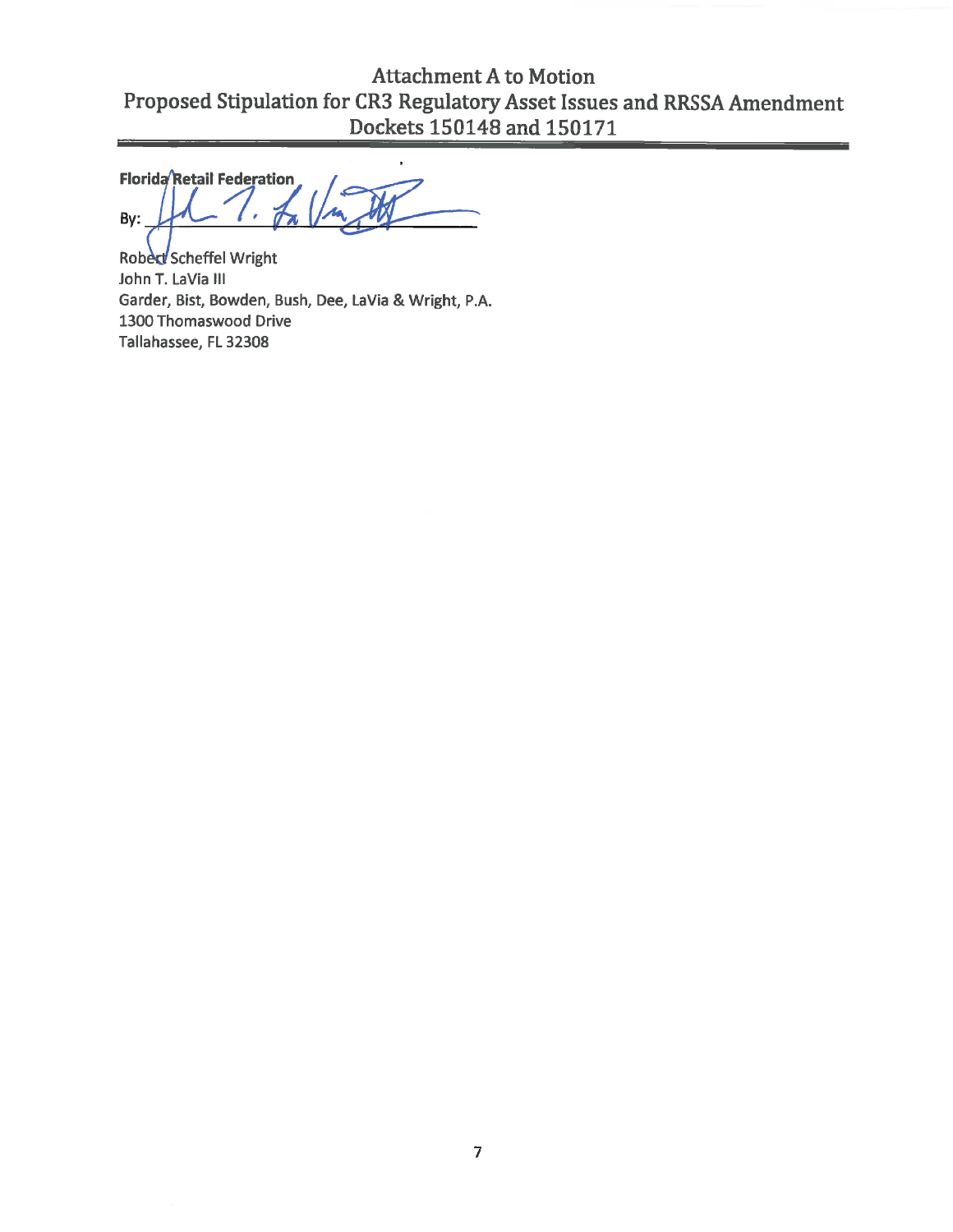# Attachment A to Motion
## Proposed Stipulation for CR3 Regulatory Asset Issues and RRSSA Amendment
### Dockets 150148 and 150171

**Florida Retail Federation**

**By:** ______________________________

Robert Scheffel Wright
John T. LaVia III
Garder, Bist, Bowden, Bush, Dee, LaVia & Wright, P.A.
1300 Thomaswood Drive
Tallahassee, FL 32308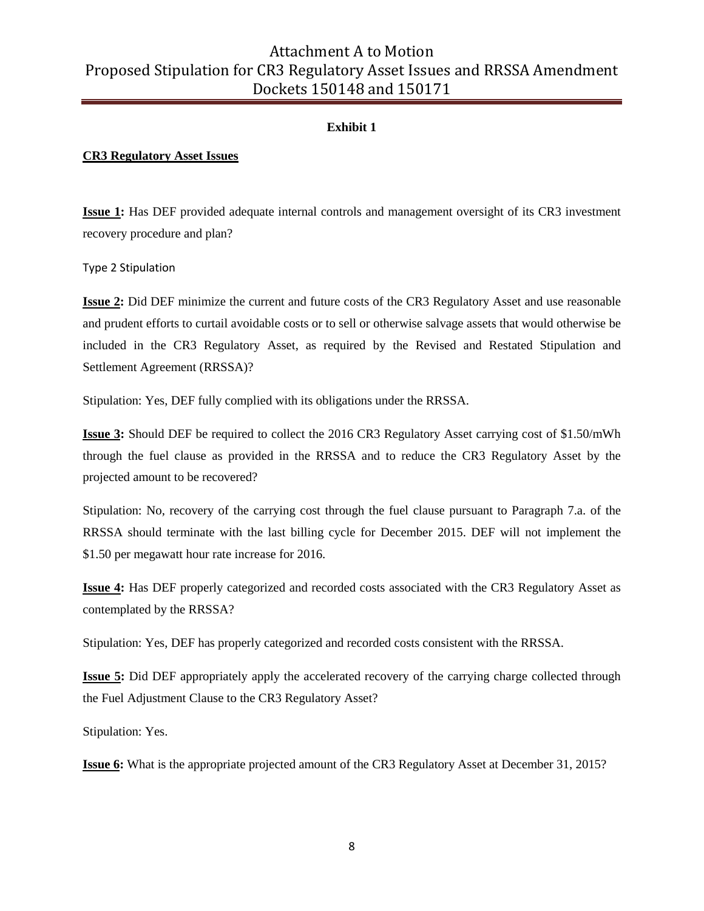**Exhibit 1**

**CR3 Regulatory Asset Issues**

**Issue 1:** Has DEF provided adequate internal controls and management oversight of its CR3 investment recovery procedure and plan?

Type 2 Stipulation

**Issue 2:** Did DEF minimize the current and future costs of the CR3 Regulatory Asset and use reasonable and prudent efforts to curtail avoidable costs or to sell or otherwise salvage assets that would otherwise be included in the CR3 Regulatory Asset, as required by the Revised and Restated Stipulation and Settlement Agreement (RRSSA)?

Stipulation: Yes, DEF fully complied with its obligations under the RRSSA.

**Issue 3:** Should DEF be required to collect the 2016 CR3 Regulatory Asset carrying cost of $1.50/mWh through the fuel clause as provided in the RRSSA and to reduce the CR3 Regulatory Asset by the projected amount to be recovered?

Stipulation: No, recovery of the carrying cost through the fuel clause pursuant to Paragraph 7.a. of the RRSSA should terminate with the last billing cycle for December 2015. DEF will not implement the $1.50 per megawatt hour rate increase for 2016.

**Issue 4:** Has DEF properly categorized and recorded costs associated with the CR3 Regulatory Asset as contemplated by the RRSSA?

Stipulation: Yes, DEF has properly categorized and recorded costs consistent with the RRSSA.

**Issue 5:** Did DEF appropriately apply the accelerated recovery of the carrying charge collected through the Fuel Adjustment Clause to the CR3 Regulatory Asset?

Stipulation: Yes.

**Issue 6:** What is the appropriate projected amount of the CR3 Regulatory Asset at December 31, 2015?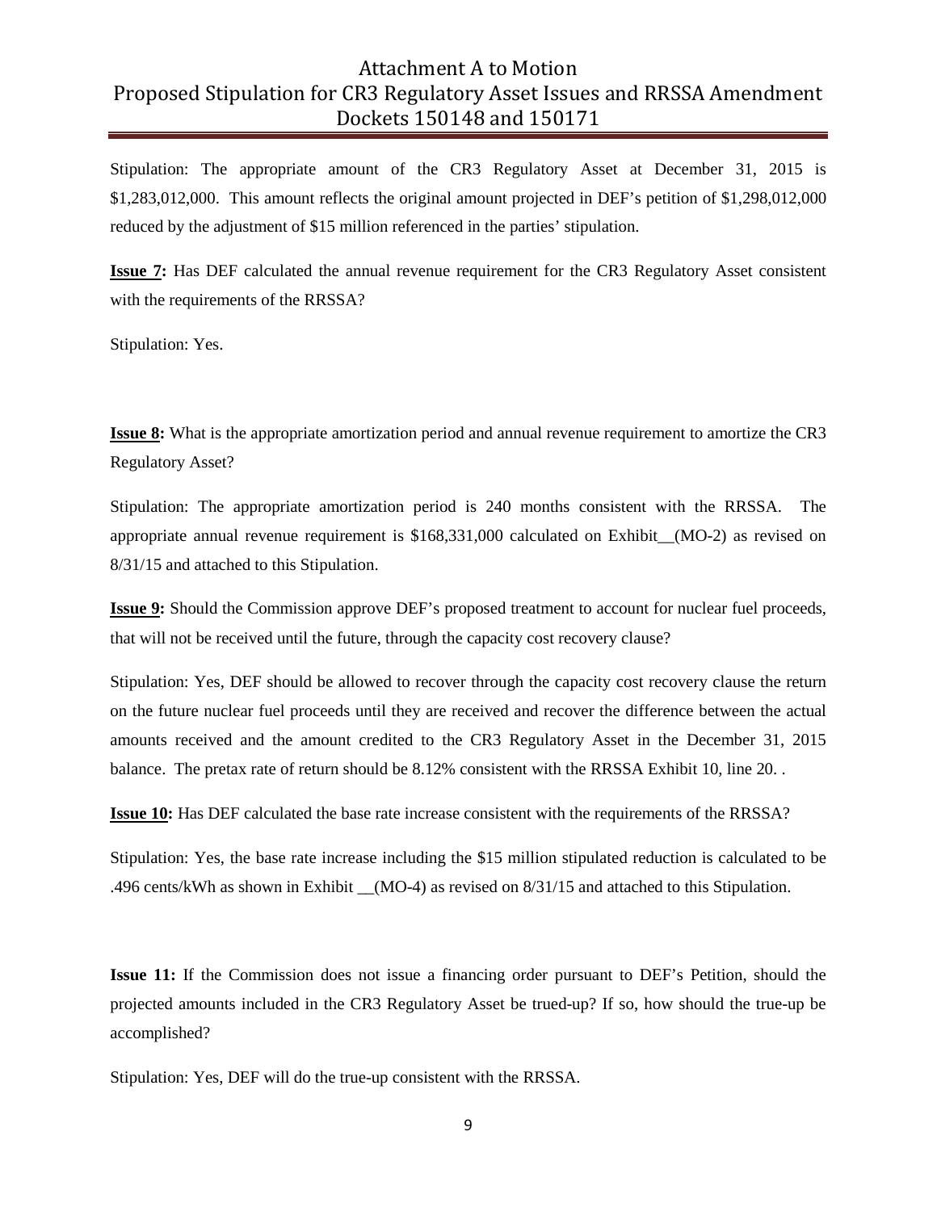Stipulation: The appropriate amount of the CR3 Regulatory Asset at December 31, 2015 is $1,283,012,000. This amount reflects the original amount projected in DEF's petition of $1,298,012,000 reduced by the adjustment of $15 million referenced in the parties' stipulation.

**Issue 7:** Has DEF calculated the annual revenue requirement for the CR3 Regulatory Asset consistent with the requirements of the RRSSA?

Stipulation: Yes.

**Issue 8:** What is the appropriate amortization period and annual revenue requirement to amortize the CR3 Regulatory Asset?

Stipulation: The appropriate amortization period is 240 months consistent with the RRSSA. The appropriate annual revenue requirement is $168,331,000 calculated on Exhibit__(MO-2) as revised on 8/31/15 and attached to this Stipulation.

**Issue 9:** Should the Commission approve DEF's proposed treatment to account for nuclear fuel proceeds, that will not be received until the future, through the capacity cost recovery clause?

Stipulation: Yes, DEF should be allowed to recover through the capacity cost recovery clause the return on the future nuclear fuel proceeds until they are received and recover the difference between the actual amounts received and the amount credited to the CR3 Regulatory Asset in the December 31, 2015 balance. The pretax rate of return should be 8.12% consistent with the RRSSA Exhibit 10, line 20. .

**Issue 10:** Has DEF calculated the base rate increase consistent with the requirements of the RRSSA?

Stipulation: Yes, the base rate increase including the $15 million stipulated reduction is calculated to be .496 cents/kWh as shown in Exhibit __(MO-4) as revised on 8/31/15 and attached to this Stipulation.

**Issue 11:** If the Commission does not issue a financing order pursuant to DEF's Petition, should the projected amounts included in the CR3 Regulatory Asset be trued-up? If so, how should the true-up be accomplished?

Stipulation: Yes, DEF will do the true-up consistent with the RRSSA.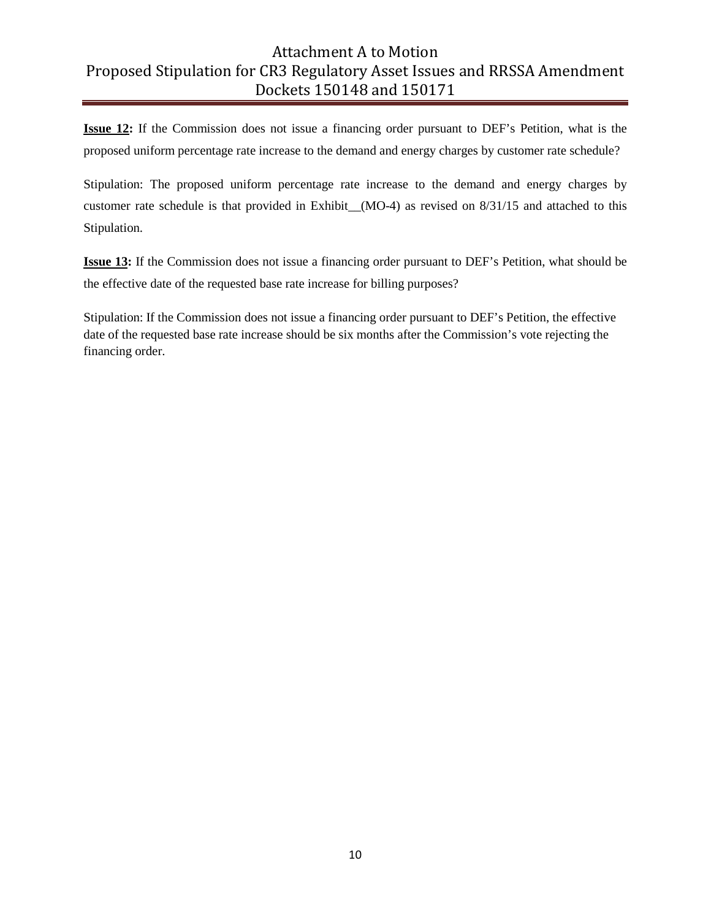**Issue 12:** If the Commission does not issue a financing order pursuant to DEF's Petition, what is the proposed uniform percentage rate increase to the demand and energy charges by customer rate schedule?

Stipulation: The proposed uniform percentage rate increase to the demand and energy charges by customer rate schedule is that provided in Exhibit__(MO-4) as revised on 8/31/15 and attached to this Stipulation.

**Issue 13:** If the Commission does not issue a financing order pursuant to DEF's Petition, what should be the effective date of the requested base rate increase for billing purposes?

Stipulation: If the Commission does not issue a financing order pursuant to DEF's Petition, the effective date of the requested base rate increase should be six months after the Commission's vote rejecting the financing order.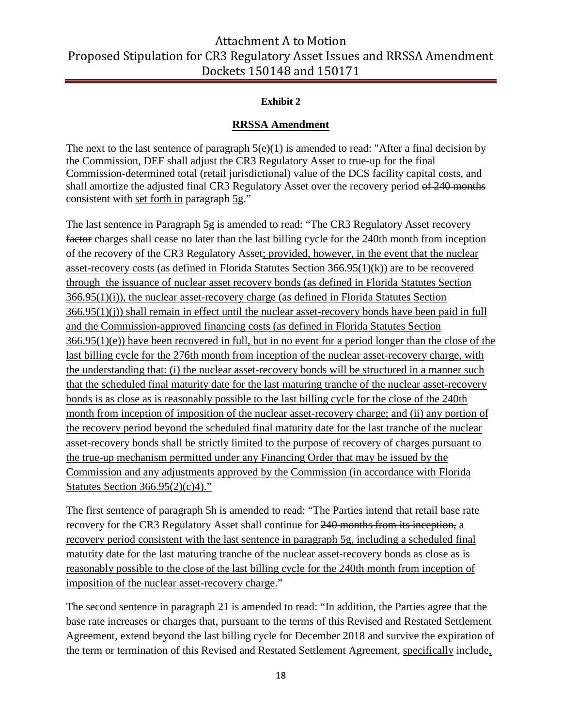**Exhibit 2**

## <u>RRSSA Amendment</u>

The next to the last sentence of paragraph 5(e)(1) is amended to read: "After a final decision by the Commission, DEF shall adjust the CR3 Regulatory Asset to true-up for the final Commission-determined total (retail jurisdictional) value of the DCS facility capital costs, and shall amortize the adjusted final CR3 Regulatory Asset over the recovery period ~~of 240 months consistent with~~ <u>set forth in</u> paragraph <u>5g</u>."

The last sentence in Paragraph 5g is amended to read: "The CR3 Regulatory Asset recovery ~~factor~~ <u>charges</u> shall cease no later than the last billing cycle for the 240th month from inception of the recovery of the CR3 Regulatory Asset<u>; provided, however, in the event that the nuclear asset-recovery costs (as defined in Florida Statutes Section 366.95(1)(k)) are to be recovered through the issuance of nuclear asset recovery bonds (as defined in Florida Statutes Section 366.95(1)(i)), the nuclear asset-recovery charge (as defined in Florida Statutes Section 366.95(1)(j)) shall remain in effect until the nuclear asset-recovery bonds have been paid in full and the Commission-approved financing costs (as defined in Florida Statutes Section 366.95(1)(e)) have been recovered in full, but in no event for a period longer than the close of the last billing cycle for the 276th month from inception of the nuclear asset-recovery charge, with the understanding that: (i) the nuclear asset-recovery bonds will be structured in a manner such that the scheduled final maturity date for the last maturing tranche of the nuclear asset-recovery bonds is as close as is reasonably possible to the last billing cycle for the close of the 240th month from inception of imposition of the nuclear asset-recovery charge; and (ii) any portion of the recovery period beyond the scheduled final maturity date for the last tranche of the nuclear asset-recovery bonds shall be strictly limited to the purpose of recovery of charges pursuant to the true-up mechanism permitted under any Financing Order that may be issued by the Commission and any adjustments approved by the Commission (in accordance with Florida Statutes Section 366.95(2)(c)4).</u>"

The first sentence of paragraph 5h is amended to read: "The Parties intend that retail base rate recovery for the CR3 Regulatory Asset shall continue for ~~240 months from its inception,~~ <u>a recovery period consistent with the last sentence in paragraph 5g, including a scheduled final maturity date for the last maturing tranche of the nuclear asset-recovery bonds as close as is reasonably possible to the close of the last billing cycle for the 240th month from inception of imposition of the nuclear asset-recovery charge.</u>"

The second sentence in paragraph 21 is amended to read: "In addition, the Parties agree that the base rate increases or charges that, pursuant to the terms of this Revised and Restated Settlement Agreement<u>,</u> extend beyond the last billing cycle for December 2018 and survive the expiration of the term or termination of this Revised and Restated Settlement Agreement, <u>specifically</u> include<u>,</u>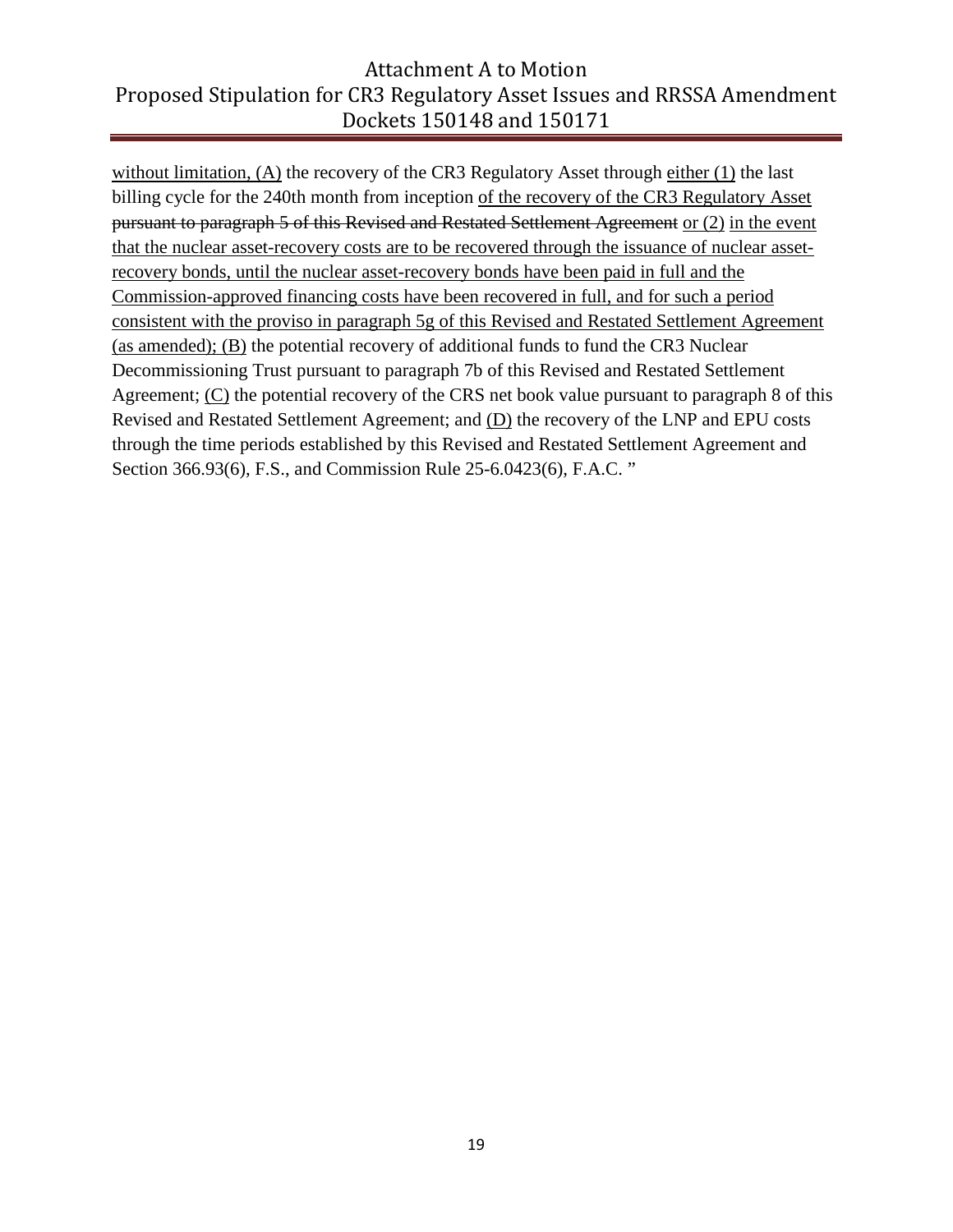<u>without limitation, (A)</u> the recovery of the CR3 Regulatory Asset through <u>either (1)</u> the last billing cycle for the 240th month from inception <u>of the recovery of the CR3 Regulatory Asset</u> ~~pursuant to paragraph 5 of this Revised and Restated Settlement Agreement~~ <u>or (2)</u> <u>in the event that the nuclear asset-recovery costs are to be recovered through the issuance of nuclear asset-recovery bonds, until the nuclear asset-recovery bonds have been paid in full and the Commission-approved financing costs have been recovered in full, and for such a period consistent with the proviso in paragraph 5g of this Revised and Restated Settlement Agreement (as amended); (B)</u> the potential recovery of additional funds to fund the CR3 Nuclear Decommissioning Trust pursuant to paragraph 7b of this Revised and Restated Settlement Agreement; <u>(C)</u> the potential recovery of the CRS net book value pursuant to paragraph 8 of this Revised and Restated Settlement Agreement; and <u>(D)</u> the recovery of the LNP and EPU costs through the time periods established by this Revised and Restated Settlement Agreement and Section 366.93(6), F.S., and Commission Rule 25-6.0423(6), F.A.C. "